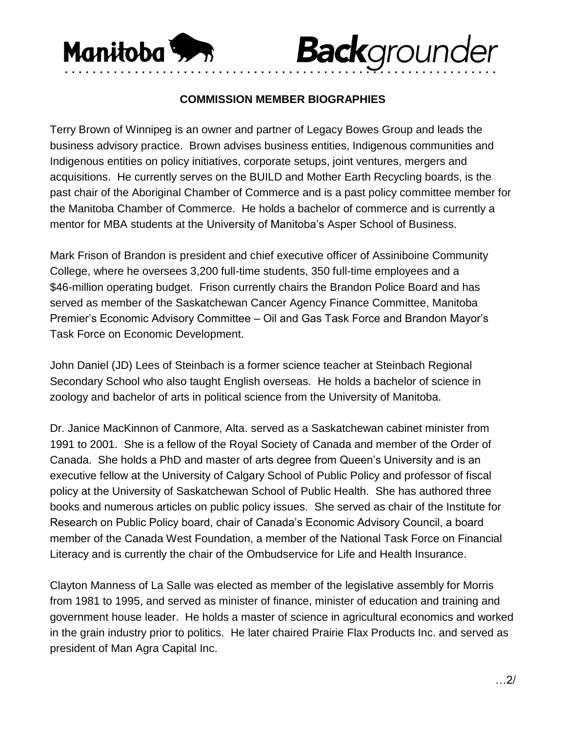Manitoba **Back**grounder

## COMMISSION MEMBER BIOGRAPHIES

Terry Brown of Winnipeg is an owner and partner of Legacy Bowes Group and leads the business advisory practice. Brown advises business entities, Indigenous communities and Indigenous entities on policy initiatives, corporate setups, joint ventures, mergers and acquisitions. He currently serves on the BUILD and Mother Earth Recycling boards, is the past chair of the Aboriginal Chamber of Commerce and is a past policy committee member for the Manitoba Chamber of Commerce. He holds a bachelor of commerce and is currently a mentor for MBA students at the University of Manitoba's Asper School of Business.

Mark Frison of Brandon is president and chief executive officer of Assiniboine Community College, where he oversees 3,200 full-time students, 350 full-time employees and a $46-million operating budget. Frison currently chairs the Brandon Police Board and has served as member of the Saskatchewan Cancer Agency Finance Committee, Manitoba Premier's Economic Advisory Committee – Oil and Gas Task Force and Brandon Mayor's Task Force on Economic Development.

John Daniel (JD) Lees of Steinbach is a former science teacher at Steinbach Regional Secondary School who also taught English overseas. He holds a bachelor of science in zoology and bachelor of arts in political science from the University of Manitoba.

Dr. Janice MacKinnon of Canmore, Alta. served as a Saskatchewan cabinet minister from 1991 to 2001. She is a fellow of the Royal Society of Canada and member of the Order of Canada. She holds a PhD and master of arts degree from Queen's University and is an executive fellow at the University of Calgary School of Public Policy and professor of fiscal policy at the University of Saskatchewan School of Public Health. She has authored three books and numerous articles on public policy issues. She served as chair of the Institute for Research on Public Policy board, chair of Canada's Economic Advisory Council, a board member of the Canada West Foundation, a member of the National Task Force on Financial Literacy and is currently the chair of the Ombudservice for Life and Health Insurance.

Clayton Manness of La Salle was elected as member of the legislative assembly for Morris from 1981 to 1995, and served as minister of finance, minister of education and training and government house leader. He holds a master of science in agricultural economics and worked in the grain industry prior to politics. He later chaired Prairie Flax Products Inc. and served as president of Man Agra Capital Inc.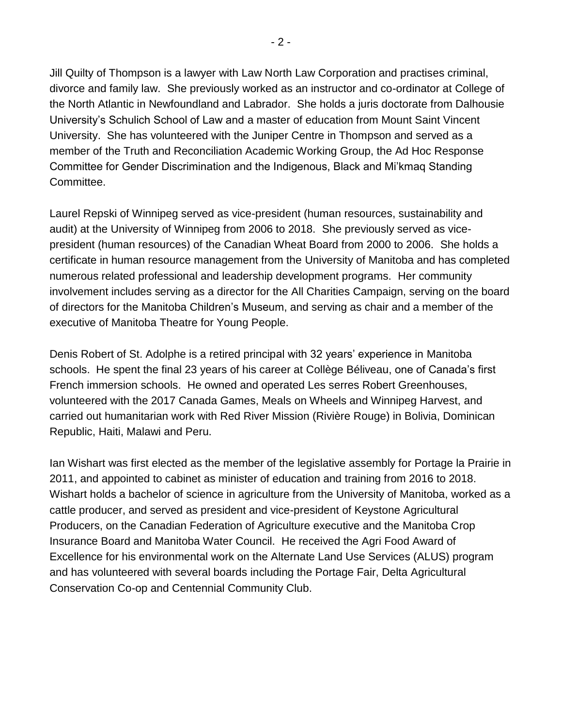Jill Quilty of Thompson is a lawyer with Law North Law Corporation and practises criminal, divorce and family law.  She previously worked as an instructor and co-ordinator at College of the North Atlantic in Newfoundland and Labrador.  She holds a juris doctorate from Dalhousie University's Schulich School of Law and a master of education from Mount Saint Vincent University.  She has volunteered with the Juniper Centre in Thompson and served as a member of the Truth and Reconciliation Academic Working Group, the Ad Hoc Response Committee for Gender Discrimination and the Indigenous, Black and Mi'kmaq Standing Committee.

Laurel Repski of Winnipeg served as vice-president (human resources, sustainability and audit) at the University of Winnipeg from 2006 to 2018.  She previously served as vice-president (human resources) of the Canadian Wheat Board from 2000 to 2006.  She holds a certificate in human resource management from the University of Manitoba and has completed numerous related professional and leadership development programs.  Her community involvement includes serving as a director for the All Charities Campaign, serving on the board of directors for the Manitoba Children's Museum, and serving as chair and a member of the executive of Manitoba Theatre for Young People.

Denis Robert of St. Adolphe is a retired principal with 32 years' experience in Manitoba schools.  He spent the final 23 years of his career at Collège Béliveau, one of Canada's first French immersion schools.  He owned and operated Les serres Robert Greenhouses, volunteered with the 2017 Canada Games, Meals on Wheels and Winnipeg Harvest, and carried out humanitarian work with Red River Mission (Rivière Rouge) in Bolivia, Dominican Republic, Haiti, Malawi and Peru.

Ian Wishart was first elected as the member of the legislative assembly for Portage la Prairie in 2011, and appointed to cabinet as minister of education and training from 2016 to 2018.  Wishart holds a bachelor of science in agriculture from the University of Manitoba, worked as a cattle producer, and served as president and vice-president of Keystone Agricultural Producers, on the Canadian Federation of Agriculture executive and the Manitoba Crop Insurance Board and Manitoba Water Council.  He received the Agri Food Award of Excellence for his environmental work on the Alternate Land Use Services (ALUS) program and has volunteered with several boards including the Portage Fair, Delta Agricultural Conservation Co-op and Centennial Community Club.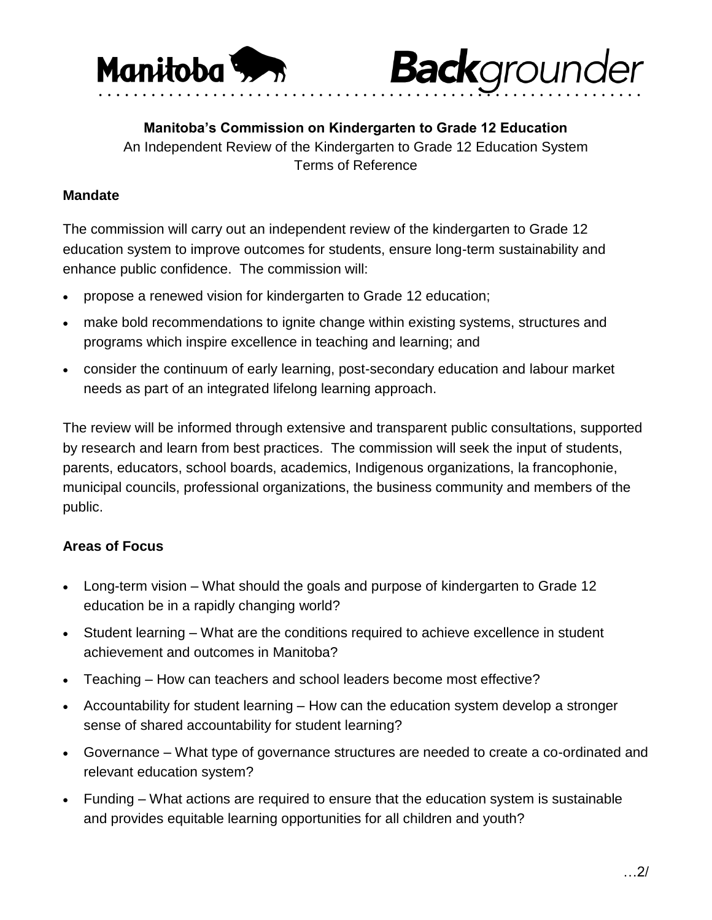# Manitoba Backgrounder

**Manitoba's Commission on Kindergarten to Grade 12 Education**
An Independent Review of the Kindergarten to Grade 12 Education System
Terms of Reference

## Mandate

The commission will carry out an independent review of the kindergarten to Grade 12 education system to improve outcomes for students, ensure long-term sustainability and enhance public confidence. The commission will:

- propose a renewed vision for kindergarten to Grade 12 education;
- make bold recommendations to ignite change within existing systems, structures and programs which inspire excellence in teaching and learning; and
- consider the continuum of early learning, post-secondary education and labour market needs as part of an integrated lifelong learning approach.

The review will be informed through extensive and transparent public consultations, supported by research and learn from best practices. The commission will seek the input of students, parents, educators, school boards, academics, Indigenous organizations, la francophonie, municipal councils, professional organizations, the business community and members of the public.

## Areas of Focus

- Long-term vision – What should the goals and purpose of kindergarten to Grade 12 education be in a rapidly changing world?
- Student learning – What are the conditions required to achieve excellence in student achievement and outcomes in Manitoba?
- Teaching – How can teachers and school leaders become most effective?
- Accountability for student learning – How can the education system develop a stronger sense of shared accountability for student learning?
- Governance – What type of governance structures are needed to create a co-ordinated and relevant education system?
- Funding – What actions are required to ensure that the education system is sustainable and provides equitable learning opportunities for all children and youth?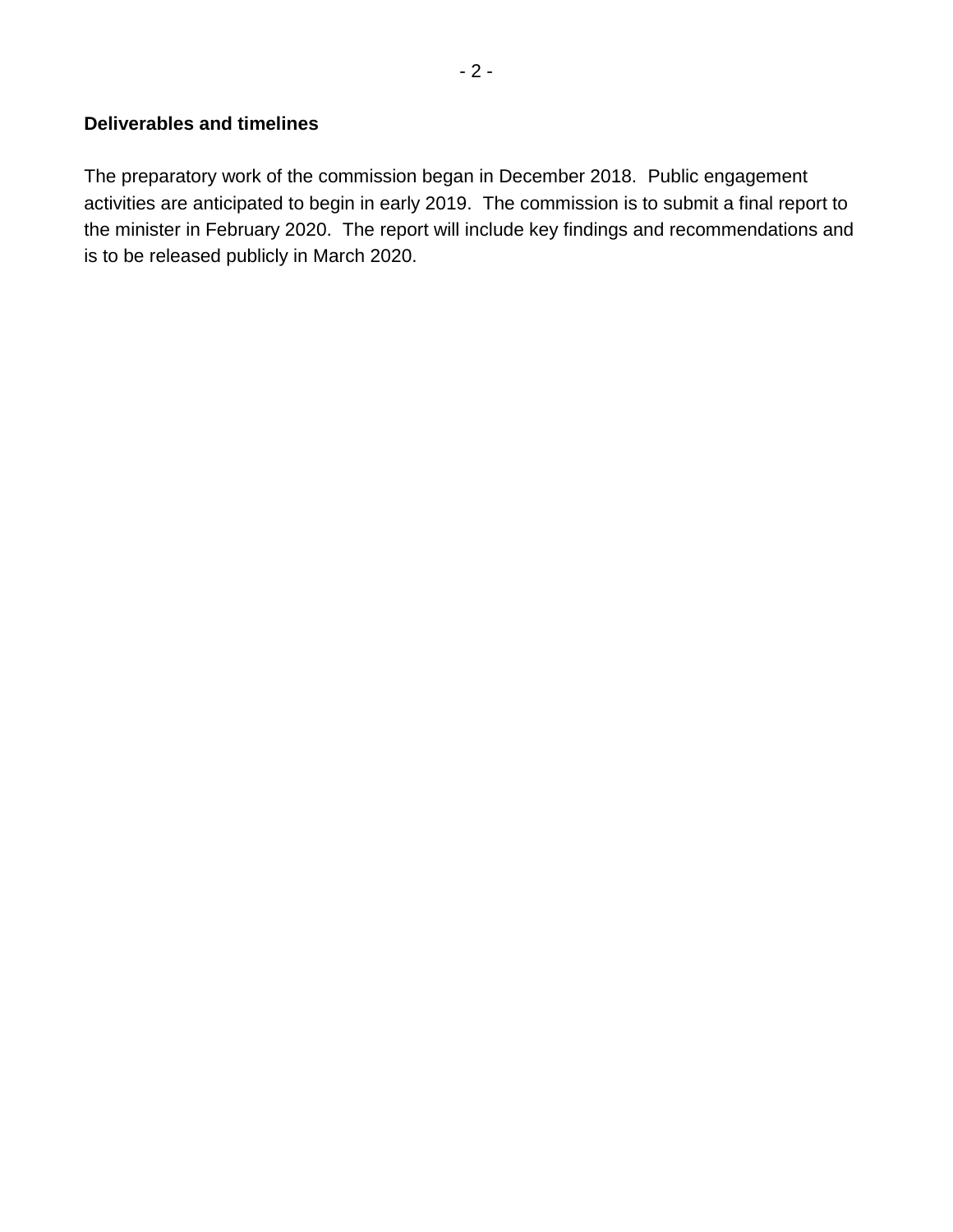**Deliverables and timelines**

The preparatory work of the commission began in December 2018. Public engagement activities are anticipated to begin in early 2019. The commission is to submit a final report to the minister in February 2020. The report will include key findings and recommendations and is to be released publicly in March 2020.